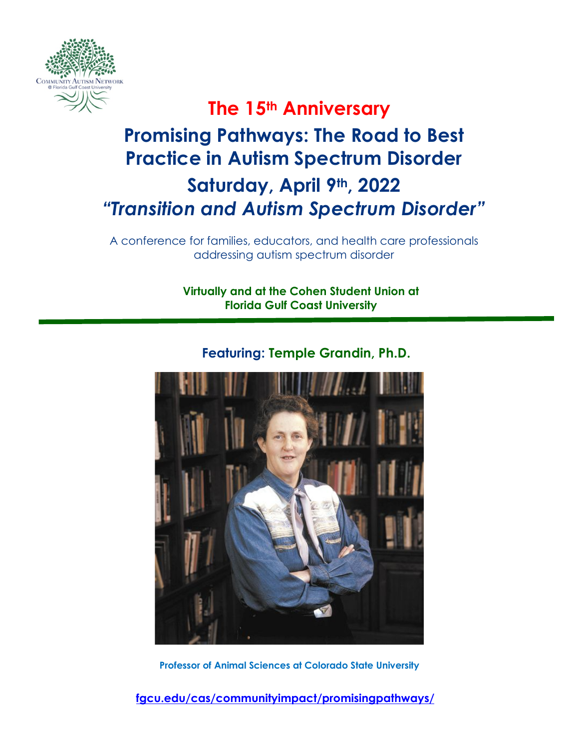Community Autism Network
@ Florida Gulf Coast University

# The 15th Anniversary

# Promising Pathways: The Road to Best Practice in Autism Spectrum Disorder

## Saturday, April 9th, 2022

## *"Transition and Autism Spectrum Disorder"*

A conference for families, educators, and health care professionals addressing autism spectrum disorder

**Virtually and at the Cohen Student Union at Florida Gulf Coast University**

---

### Featuring: Temple Grandin, Ph.D.

**Professor of Animal Sciences at Colorado State University**

fgcu.edu/cas/communityimpact/promisingpathways/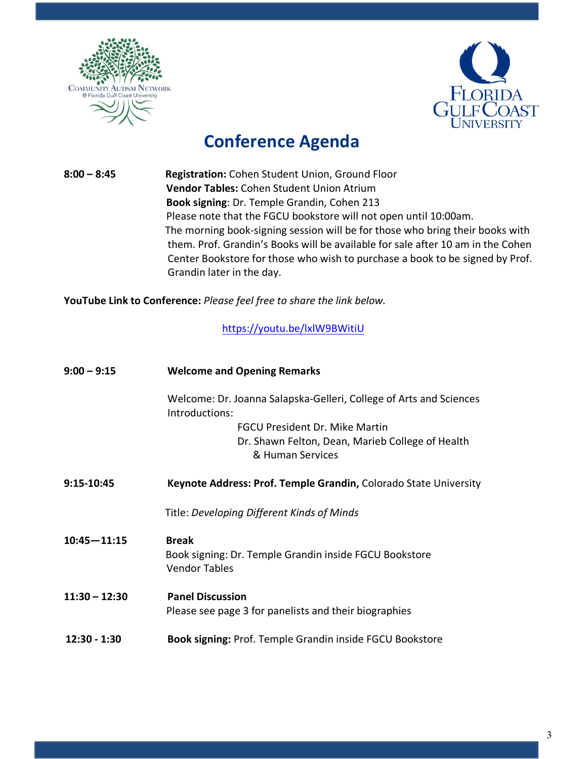# Conference Agenda

**8:00 – 8:45**

**Registration:** Cohen Student Union, Ground Floor
**Vendor Tables:** Cohen Student Union Atrium
**Book signing**: Dr. Temple Grandin, Cohen 213
Please note that the FGCU bookstore will not open until 10:00am.
The morning book-signing session will be for those who bring their books with them. Prof. Grandin's Books will be available for sale after 10 am in the Cohen Center Bookstore for those who wish to purchase a book to be signed by Prof. Grandin later in the day.

**YouTube Link to Conference:** *Please feel free to share the link below.*

https://youtu.be/lxlW9BWitiU

**9:00 – 9:15** **Welcome and Opening Remarks**

Welcome: Dr. Joanna Salapska-Gelleri, College of Arts and Sciences
Introductions:
FGCU President Dr. Mike Martin
Dr. Shawn Felton, Dean, Marieb College of Health & Human Services

**9:15-10:45** **Keynote Address: Prof. Temple Grandin,** Colorado State University

Title: *Developing Different Kinds of Minds*

**10:45—11:15** **Break**
Book signing: Dr. Temple Grandin inside FGCU Bookstore
Vendor Tables

**11:30 – 12:30** **Panel Discussion**
Please see page 3 for panelists and their biographies

**12:30 - 1:30** **Book signing:** Prof. Temple Grandin inside FGCU Bookstore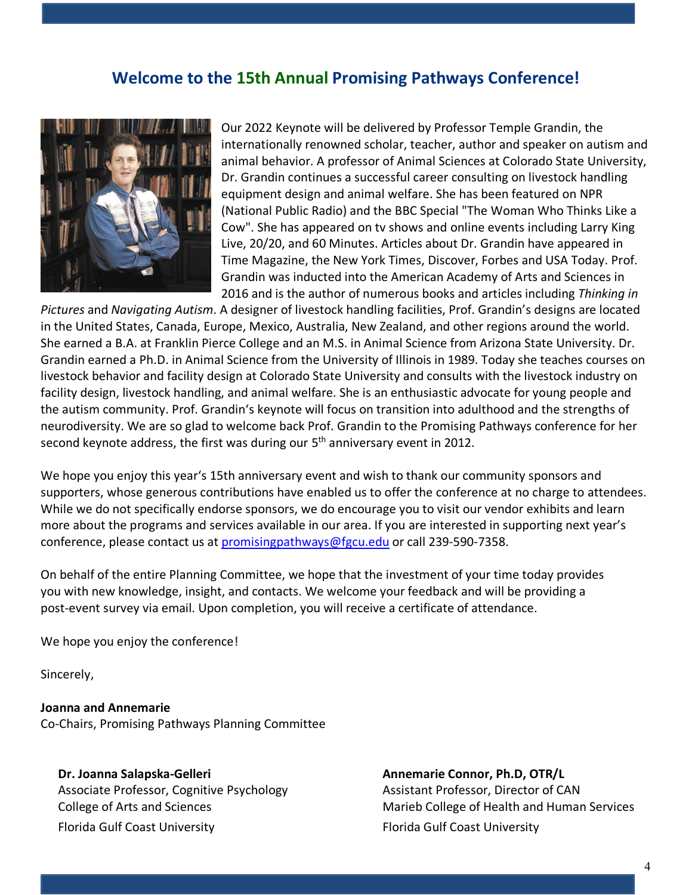## Welcome to the 15th Annual Promising Pathways Conference!

Our 2022 Keynote will be delivered by Professor Temple Grandin, the internationally renowned scholar, teacher, author and speaker on autism and animal behavior. A professor of Animal Sciences at Colorado State University, Dr. Grandin continues a successful career consulting on livestock handling equipment design and animal welfare. She has been featured on NPR (National Public Radio) and the BBC Special "The Woman Who Thinks Like a Cow". She has appeared on tv shows and online events including Larry King Live, 20/20, and 60 Minutes. Articles about Dr. Grandin have appeared in Time Magazine, the New York Times, Discover, Forbes and USA Today. Prof. Grandin was inducted into the American Academy of Arts and Sciences in 2016 and is the author of numerous books and articles including *Thinking in Pictures* and *Navigating Autism*. A designer of livestock handling facilities, Prof. Grandin's designs are located in the United States, Canada, Europe, Mexico, Australia, New Zealand, and other regions around the world. She earned a B.A. at Franklin Pierce College and an M.S. in Animal Science from Arizona State University. Dr. Grandin earned a Ph.D. in Animal Science from the University of Illinois in 1989. Today she teaches courses on livestock behavior and facility design at Colorado State University and consults with the livestock industry on facility design, livestock handling, and animal welfare. She is an enthusiastic advocate for young people and the autism community. Prof. Grandin's keynote will focus on transition into adulthood and the strengths of neurodiversity. We are so glad to welcome back Prof. Grandin to the Promising Pathways conference for her second keynote address, the first was during our 5th anniversary event in 2012.

We hope you enjoy this year's 15th anniversary event and wish to thank our community sponsors and supporters, whose generous contributions have enabled us to offer the conference at no charge to attendees. While we do not specifically endorse sponsors, we do encourage you to visit our vendor exhibits and learn more about the programs and services available in our area. If you are interested in supporting next year's conference, please contact us at promisingpathways@fgcu.edu or call 239-590-7358.

On behalf of the entire Planning Committee, we hope that the investment of your time today provides you with new knowledge, insight, and contacts. We welcome your feedback and will be providing a post-event survey via email. Upon completion, you will receive a certificate of attendance.

We hope you enjoy the conference!

Sincerely,

**Joanna and Annemarie**
Co-Chairs, Promising Pathways Planning Committee

**Dr. Joanna Salapska-Gelleri**
Associate Professor, Cognitive Psychology
College of Arts and Sciences
Florida Gulf Coast University

**Annemarie Connor, Ph.D, OTR/L**
Assistant Professor, Director of CAN
Marieb College of Health and Human Services
Florida Gulf Coast University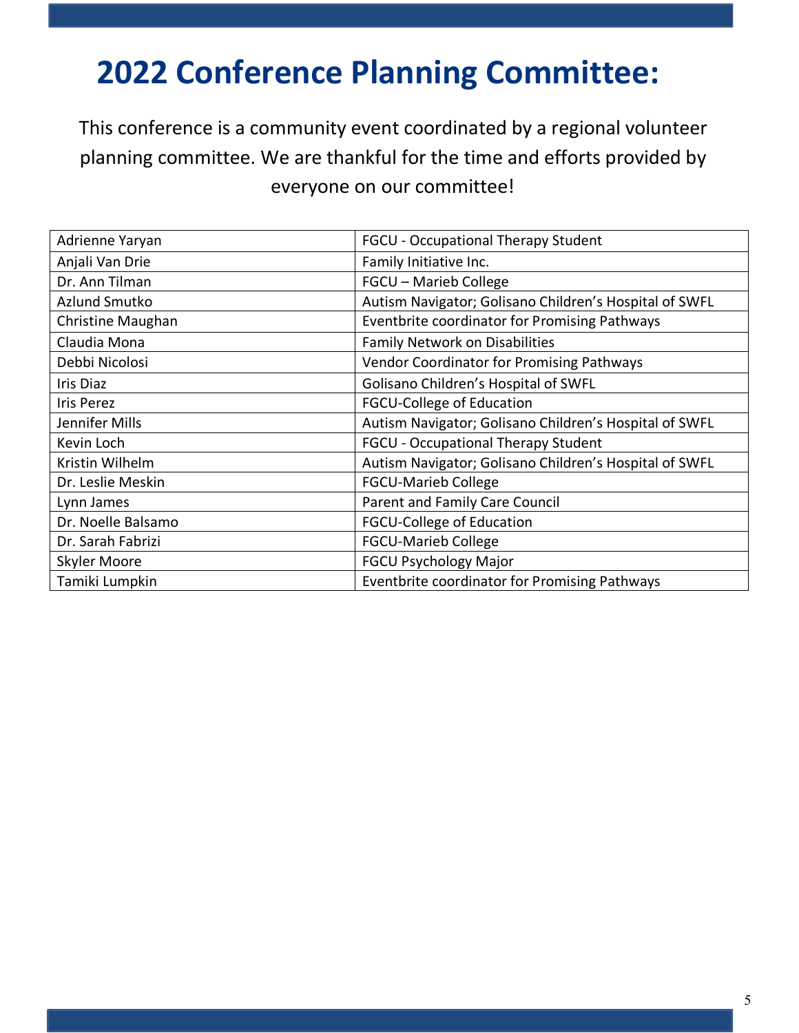# 2022 Conference Planning Committee:

This conference is a community event coordinated by a regional volunteer planning committee. We are thankful for the time and efforts provided by everyone on our committee!

| | |
|---|---|
| Adrienne Yaryan | FGCU - Occupational Therapy Student |
| Anjali Van Drie | Family Initiative Inc. |
| Dr. Ann Tilman | FGCU – Marieb College |
| Azlund Smutko | Autism Navigator; Golisano Children's Hospital of SWFL |
| Christine Maughan | Eventbrite coordinator for Promising Pathways |
| Claudia Mona | Family Network on Disabilities |
| Debbi Nicolosi | Vendor Coordinator for Promising Pathways |
| Iris Diaz | Golisano Children's Hospital of SWFL |
| Iris Perez | FGCU-College of Education |
| Jennifer Mills | Autism Navigator; Golisano Children's Hospital of SWFL |
| Kevin Loch | FGCU - Occupational Therapy Student |
| Kristin Wilhelm | Autism Navigator; Golisano Children's Hospital of SWFL |
| Dr. Leslie Meskin | FGCU-Marieb College |
| Lynn James | Parent and Family Care Council |
| Dr. Noelle Balsamo | FGCU-College of Education |
| Dr. Sarah Fabrizi | FGCU-Marieb College |
| Skyler Moore | FGCU Psychology Major |
| Tamiki Lumpkin | Eventbrite coordinator for Promising Pathways |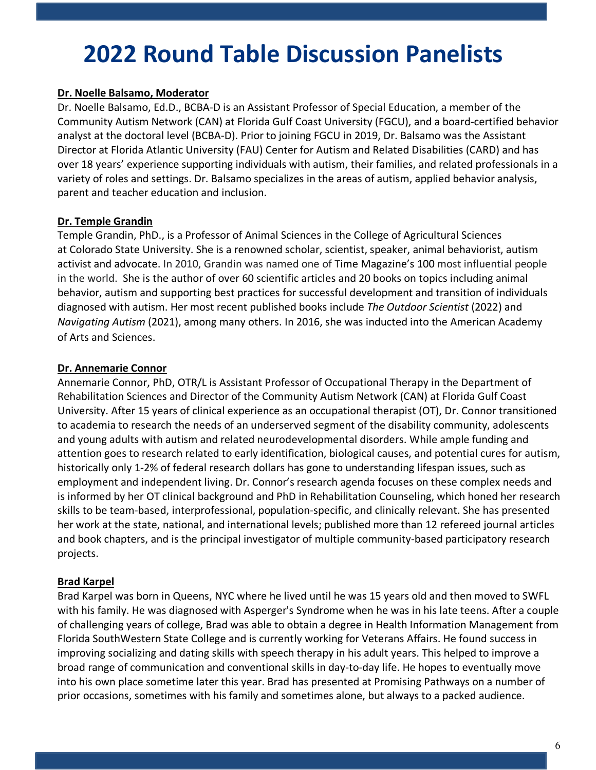# 2022 Round Table Discussion Panelists

**Dr. Noelle Balsamo, Moderator**

Dr. Noelle Balsamo, Ed.D., BCBA-D is an Assistant Professor of Special Education, a member of the Community Autism Network (CAN) at Florida Gulf Coast University (FGCU), and a board-certified behavior analyst at the doctoral level (BCBA-D). Prior to joining FGCU in 2019, Dr. Balsamo was the Assistant Director at Florida Atlantic University (FAU) Center for Autism and Related Disabilities (CARD) and has over 18 years' experience supporting individuals with autism, their families, and related professionals in a variety of roles and settings. Dr. Balsamo specializes in the areas of autism, applied behavior analysis, parent and teacher education and inclusion.

**Dr. Temple Grandin**

Temple Grandin, PhD., is a Professor of Animal Sciences in the College of Agricultural Sciences at Colorado State University. She is a renowned scholar, scientist, speaker, animal behaviorist, autism activist and advocate. In 2010, Grandin was named one of Time Magazine's 100 most influential people in the world. She is the author of over 60 scientific articles and 20 books on topics including animal behavior, autism and supporting best practices for successful development and transition of individuals diagnosed with autism. Her most recent published books include *The Outdoor Scientist* (2022) and *Navigating Autism* (2021), among many others. In 2016, she was inducted into the American Academy of Arts and Sciences.

**Dr. Annemarie Connor**

Annemarie Connor, PhD, OTR/L is Assistant Professor of Occupational Therapy in the Department of Rehabilitation Sciences and Director of the Community Autism Network (CAN) at Florida Gulf Coast University. After 15 years of clinical experience as an occupational therapist (OT), Dr. Connor transitioned to academia to research the needs of an underserved segment of the disability community, adolescents and young adults with autism and related neurodevelopmental disorders. While ample funding and attention goes to research related to early identification, biological causes, and potential cures for autism, historically only 1-2% of federal research dollars has gone to understanding lifespan issues, such as employment and independent living. Dr. Connor's research agenda focuses on these complex needs and is informed by her OT clinical background and PhD in Rehabilitation Counseling, which honed her research skills to be team-based, interprofessional, population-specific, and clinically relevant. She has presented her work at the state, national, and international levels; published more than 12 refereed journal articles and book chapters, and is the principal investigator of multiple community-based participatory research projects.

**Brad Karpel**

Brad Karpel was born in Queens, NYC where he lived until he was 15 years old and then moved to SWFL with his family. He was diagnosed with Asperger's Syndrome when he was in his late teens. After a couple of challenging years of college, Brad was able to obtain a degree in Health Information Management from Florida SouthWestern State College and is currently working for Veterans Affairs. He found success in improving socializing and dating skills with speech therapy in his adult years. This helped to improve a broad range of communication and conventional skills in day-to-day life. He hopes to eventually move into his own place sometime later this year. Brad has presented at Promising Pathways on a number of prior occasions, sometimes with his family and sometimes alone, but always to a packed audience.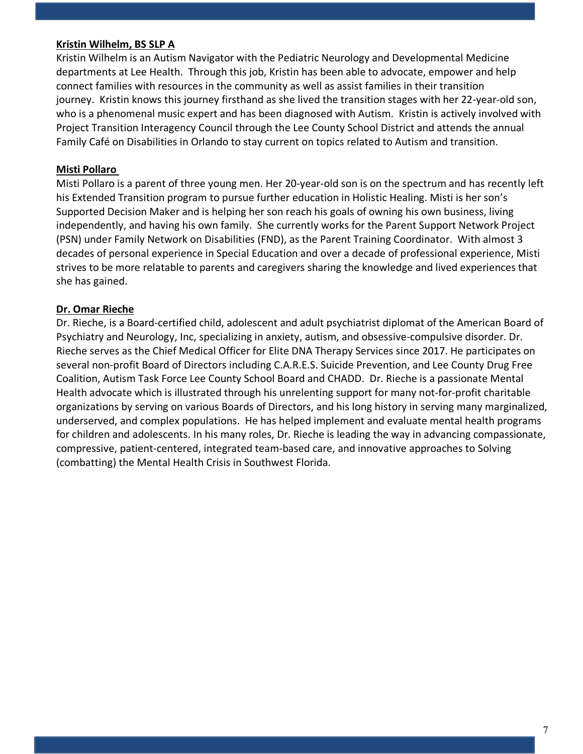**Kristin Wilhelm, BS SLP A**

Kristin Wilhelm is an Autism Navigator with the Pediatric Neurology and Developmental Medicine departments at Lee Health. Through this job, Kristin has been able to advocate, empower and help connect families with resources in the community as well as assist families in their transition journey. Kristin knows this journey firsthand as she lived the transition stages with her 22-year-old son, who is a phenomenal music expert and has been diagnosed with Autism. Kristin is actively involved with Project Transition Interagency Council through the Lee County School District and attends the annual Family Café on Disabilities in Orlando to stay current on topics related to Autism and transition.

**Misti Pollaro**

Misti Pollaro is a parent of three young men. Her 20-year-old son is on the spectrum and has recently left his Extended Transition program to pursue further education in Holistic Healing. Misti is her son's Supported Decision Maker and is helping her son reach his goals of owning his own business, living independently, and having his own family. She currently works for the Parent Support Network Project (PSN) under Family Network on Disabilities (FND), as the Parent Training Coordinator. With almost 3 decades of personal experience in Special Education and over a decade of professional experience, Misti strives to be more relatable to parents and caregivers sharing the knowledge and lived experiences that she has gained.

**Dr. Omar Rieche**

Dr. Rieche, is a Board-certified child, adolescent and adult psychiatrist diplomat of the American Board of Psychiatry and Neurology, Inc, specializing in anxiety, autism, and obsessive-compulsive disorder. Dr. Rieche serves as the Chief Medical Officer for Elite DNA Therapy Services since 2017. He participates on several non-profit Board of Directors including C.A.R.E.S. Suicide Prevention, and Lee County Drug Free Coalition, Autism Task Force Lee County School Board and CHADD. Dr. Rieche is a passionate Mental Health advocate which is illustrated through his unrelenting support for many not-for-profit charitable organizations by serving on various Boards of Directors, and his long history in serving many marginalized, underserved, and complex populations. He has helped implement and evaluate mental health programs for children and adolescents. In his many roles, Dr. Rieche is leading the way in advancing compassionate, compressive, patient-centered, integrated team-based care, and innovative approaches to Solving (combatting) the Mental Health Crisis in Southwest Florida.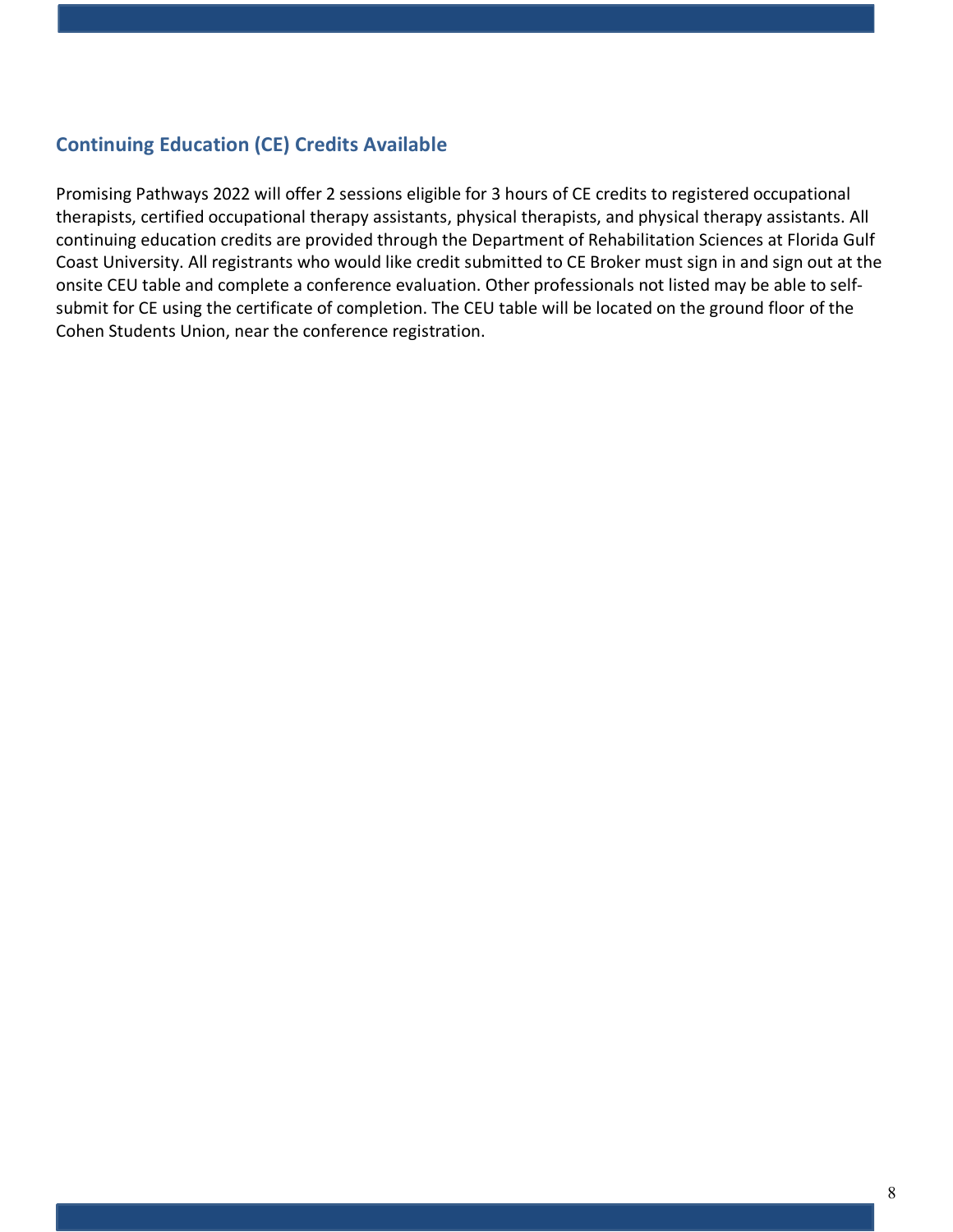## Continuing Education (CE) Credits Available

Promising Pathways 2022 will offer 2 sessions eligible for 3 hours of CE credits to registered occupational therapists, certified occupational therapy assistants, physical therapists, and physical therapy assistants. All continuing education credits are provided through the Department of Rehabilitation Sciences at Florida Gulf Coast University. All registrants who would like credit submitted to CE Broker must sign in and sign out at the onsite CEU table and complete a conference evaluation. Other professionals not listed may be able to self-submit for CE using the certificate of completion. The CEU table will be located on the ground floor of the Cohen Students Union, near the conference registration.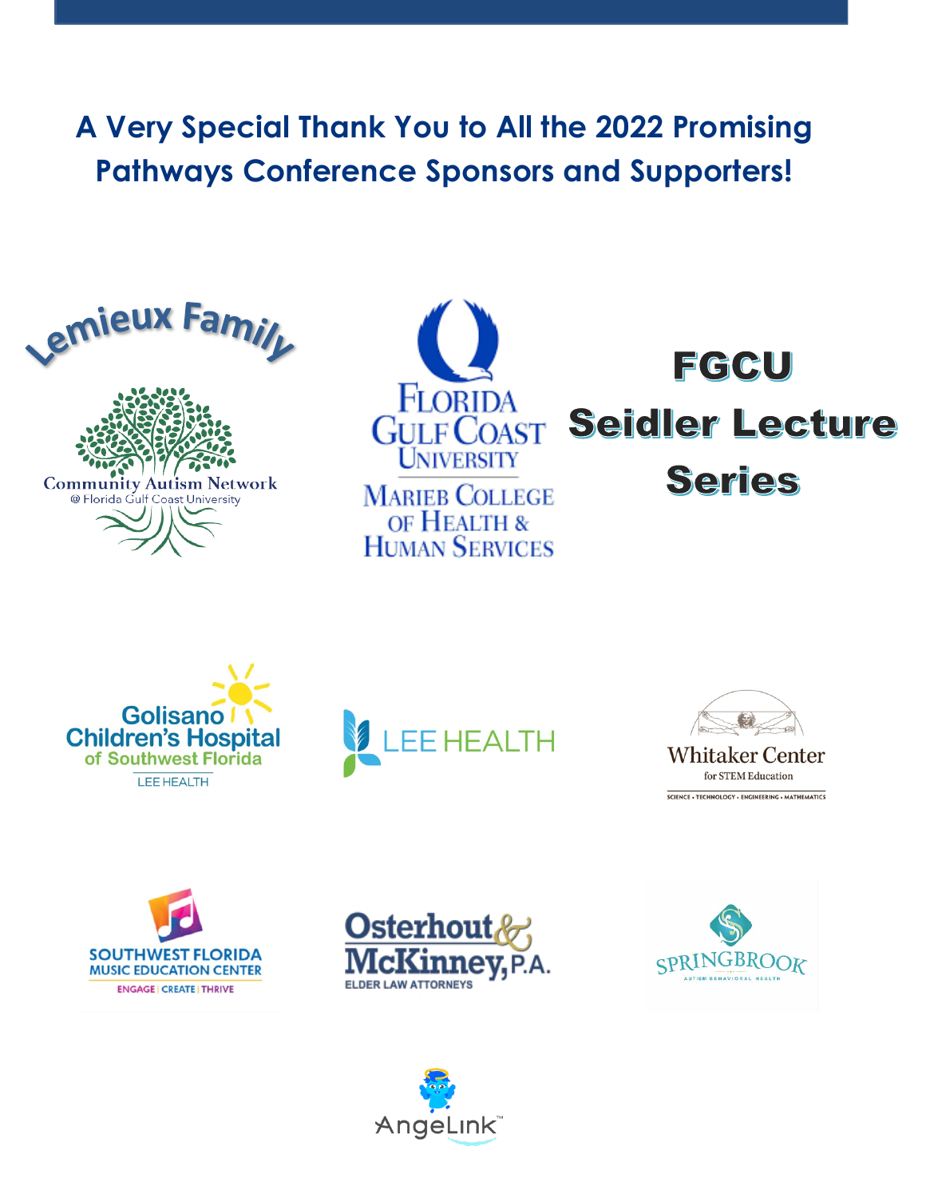# A Very Special Thank You to All the 2022 Promising Pathways Conference Sponsors and Supporters!

Lemieux Family

Community Autism Network
@ Florida Gulf Coast University

Florida Gulf Coast University
Marieb College of Health & Human Services

FGCU Seidler Lecture Series

Golisano Children's Hospital of Southwest Florida
LEE HEALTH

LEE HEALTH

Whitaker Center for STEM Education
SCIENCE • TECHNOLOGY • ENGINEERING • MATHEMATICS

SOUTHWEST FLORIDA MUSIC EDUCATION CENTER
ENGAGE | CREATE | THRIVE

Osterhout & McKinney, P.A.
ELDER LAW ATTORNEYS

SPRINGBROOK
AUTISM BEHAVIORAL HEALTH

AngeLink™